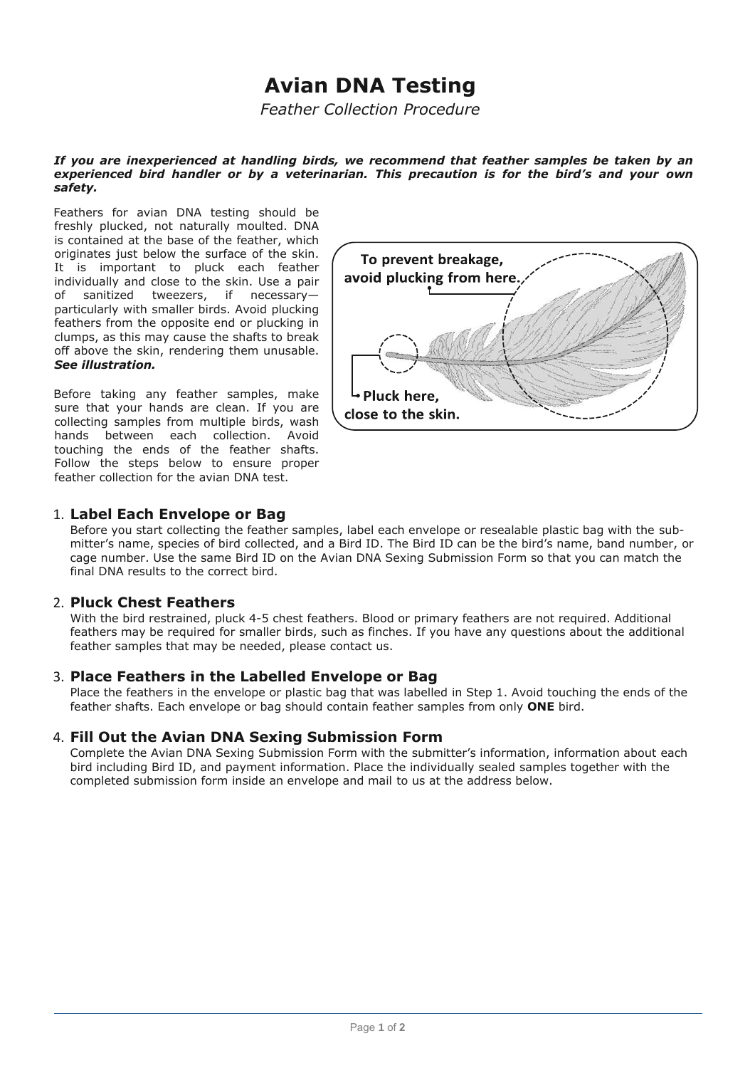# Avian DNA Testing

*Feather Collection Procedure*

***If you are inexperienced at handling birds, we recommend that feather samples be taken by an experienced bird handler or by a veterinarian. This precaution is for the bird's and your own safety.***

Feathers for avian DNA testing should be freshly plucked, not naturally moulted. DNA is contained at the base of the feather, which originates just below the surface of the skin. It is important to pluck each feather individually and close to the skin. Use a pair of sanitized tweezers, if necessary—particularly with smaller birds. Avoid plucking feathers from the opposite end or plucking in clumps, as this may cause the shafts to break off above the skin, rendering them unusable. ***See illustration.***

To prevent breakage, avoid plucking from here.

Pluck here, close to the skin.

Before taking any feather samples, make sure that your hands are clean. If you are collecting samples from multiple birds, wash hands between each collection. Avoid touching the ends of the feather shafts. Follow the steps below to ensure proper feather collection for the avian DNA test.

1. **Label Each Envelope or Bag**
   Before you start collecting the feather samples, label each envelope or resealable plastic bag with the submitter's name, species of bird collected, and a Bird ID. The Bird ID can be the bird's name, band number, or cage number. Use the same Bird ID on the Avian DNA Sexing Submission Form so that you can match the final DNA results to the correct bird.

2. **Pluck Chest Feathers**
   With the bird restrained, pluck 4-5 chest feathers. Blood or primary feathers are not required. Additional feathers may be required for smaller birds, such as finches. If you have any questions about the additional feather samples that may be needed, please contact us.

3. **Place Feathers in the Labelled Envelope or Bag**
   Place the feathers in the envelope or plastic bag that was labelled in Step 1. Avoid touching the ends of the feather shafts. Each envelope or bag should contain feather samples from only **ONE** bird.

4. **Fill Out the Avian DNA Sexing Submission Form**
   Complete the Avian DNA Sexing Submission Form with the submitter's information, information about each bird including Bird ID, and payment information. Place the individually sealed samples together with the completed submission form inside an envelope and mail to us at the address below.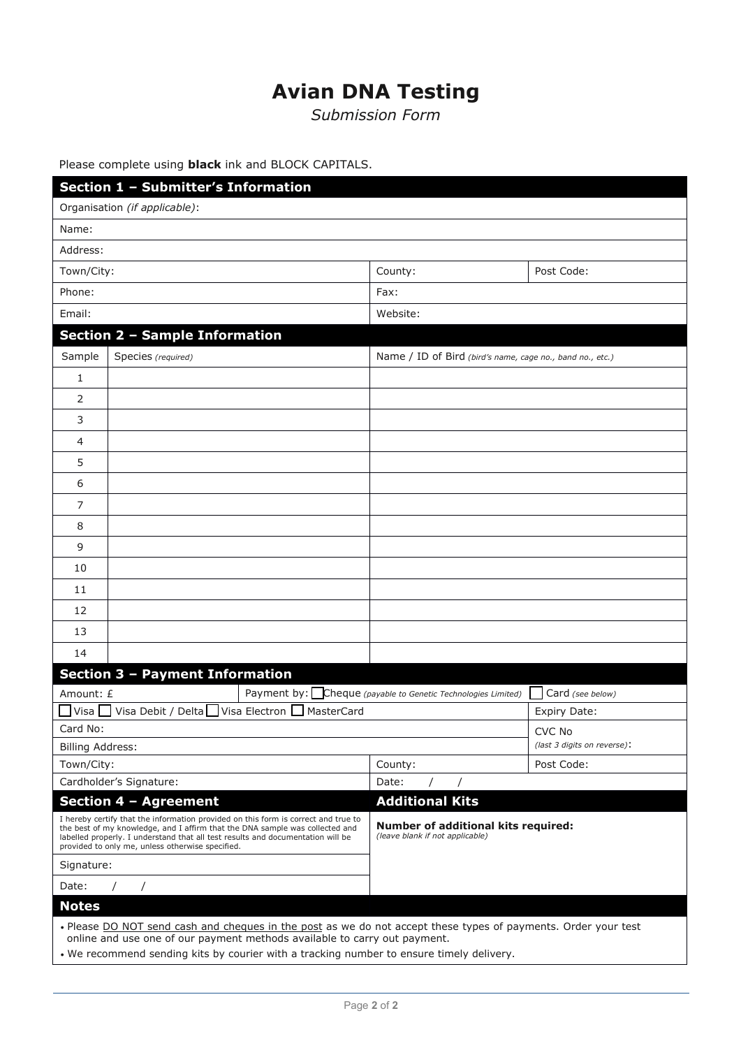# Avian DNA Testing

*Submission Form*

Please complete using **black** ink and BLOCK CAPITALS.

| Section 1 – Submitter's Information | | |
|---|---|---|
| Organisation *(if applicable)*: | | |
| Name: | | |
| Address: | | |
| Town/City: | County: | Post Code: |
| Phone: | Fax: | |
| Email: | Website: | |

| Section 2 – Sample Information | | |
|---|---|---|
| Sample | Species *(required)* | Name / ID of Bird *(bird's name, cage no., band no., etc.)* |
| 1 | | |
| 2 | | |
| 3 | | |
| 4 | | |
| 5 | | |
| 6 | | |
| 7 | | |
| 8 | | |
| 9 | | |
| 10 | | |
| 11 | | |
| 12 | | |
| 13 | | |
| 14 | | |

| Section 3 – Payment Information | | |
|---|---|---|
| Amount: £ | Payment by: ☐ Cheque *(payable to Genetic Technologies Limited)* | ☐ Card *(see below)* |
| ☐ Visa ☐ Visa Debit / Delta ☐ Visa Electron ☐ MasterCard | | Expiry Date: |
| Card No: | | CVC No *(last 3 digits on reverse)*: |
| Billing Address: | | |
| Town/City: | County: | Post Code: |
| Cardholder's Signature: | Date: / / | |

| Section 4 – Agreement | Additional Kits |
|---|---|
| I hereby certify that the information provided on this form is correct and true to the best of my knowledge, and I affirm that the DNA sample was collected and labelled properly. I understand that all test results and documentation will be provided to only me, unless otherwise specified. | **Number of additional kits required:** *(leave blank if not applicable)* |
| Signature: | |
| Date: / / | |

## Notes

- Please DO NOT send cash and cheques in the post as we do not accept these types of payments. Order your test online and use one of our payment methods available to carry out payment.
- We recommend sending kits by courier with a tracking number to ensure timely delivery.